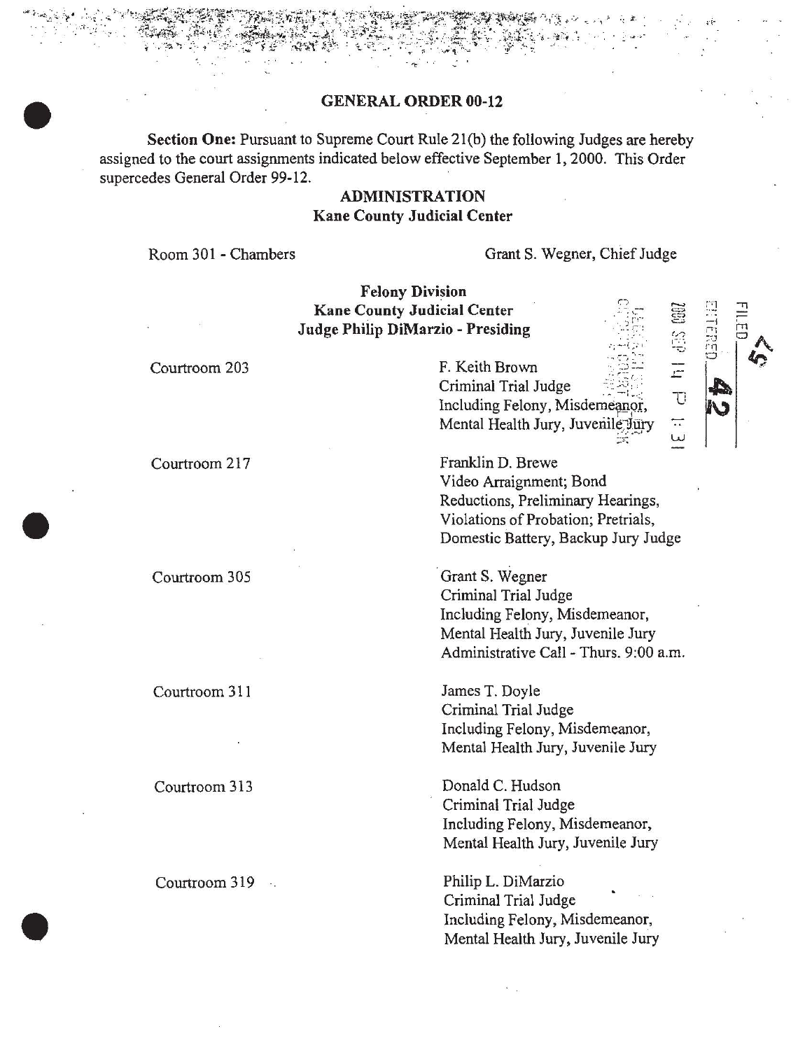# GENERAL ORDER 00-12

**Section One:** Pursuant to Supreme Court Rule 21(b) the following Judges are hereby assigned to the court assignments indicated below effective September 1, 2000. This Order supercedes General Order 99-12.

## ADMINISTRATION
### Kane County Judicial Center

Room 301 - Chambers — Grant S. Wegner, Chief Judge

## Felony Division
### Kane County Judicial Center
### Judge Philip DiMarzio - Presiding

FILED ENTERED 2000 SEP 14 P 1:31

| Courtroom | Assignment |
|---|---|
| Courtroom 203 | F. Keith Brown<br>Criminal Trial Judge<br>Including Felony, Misdemeanor, Mental Health Jury, Juvenile Jury |
| Courtroom 217 | Franklin D. Brewe<br>Video Arraignment; Bond Reductions, Preliminary Hearings, Violations of Probation; Pretrials, Domestic Battery, Backup Jury Judge |
| Courtroom 305 | Grant S. Wegner<br>Criminal Trial Judge<br>Including Felony, Misdemeanor, Mental Health Jury, Juvenile Jury<br>Administrative Call - Thurs. 9:00 a.m. |
| Courtroom 311 | James T. Doyle<br>Criminal Trial Judge<br>Including Felony, Misdemeanor, Mental Health Jury, Juvenile Jury |
| Courtroom 313 | Donald C. Hudson<br>Criminal Trial Judge<br>Including Felony, Misdemeanor, Mental Health Jury, Juvenile Jury |
| Courtroom 319 | Philip L. DiMarzio<br>Criminal Trial Judge<br>Including Felony, Misdemeanor, Mental Health Jury, Juvenile Jury |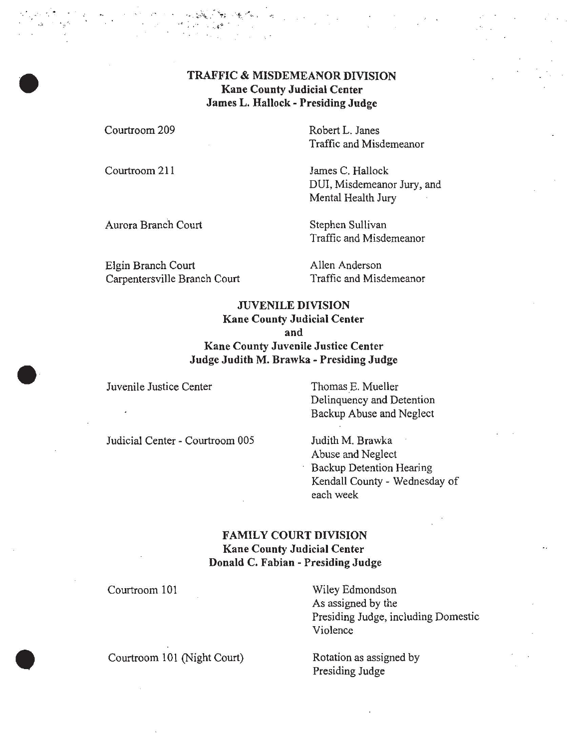## TRAFFIC & MISDEMEANOR DIVISION
**Kane County Judicial Center**
**James L. Hallock - Presiding Judge**

| | |
|---|---|
| Courtroom 209 | Robert L. Janes<br>Traffic and Misdemeanor |
| Courtroom 211 | James C. Hallock<br>DUI, Misdemeanor Jury, and Mental Health Jury |
| Aurora Branch Court | Stephen Sullivan<br>Traffic and Misdemeanor |
| Elgin Branch Court<br>Carpentersville Branch Court | Allen Anderson<br>Traffic and Misdemeanor |

## JUVENILE DIVISION
**Kane County Judicial Center**
**and**
**Kane County Juvenile Justice Center**
**Judge Judith M. Brawka - Presiding Judge**

| | |
|---|---|
| Juvenile Justice Center | Thomas E. Mueller<br>Delinquency and Detention<br>Backup Abuse and Neglect |
| Judicial Center - Courtroom 005 | Judith M. Brawka<br>Abuse and Neglect<br>Backup Detention Hearing<br>Kendall County - Wednesday of each week |

## FAMILY COURT DIVISION
**Kane County Judicial Center**
**Donald C. Fabian - Presiding Judge**

| | |
|---|---|
| Courtroom 101 | Wiley Edmondson<br>As assigned by the Presiding Judge, including Domestic Violence |
| Courtroom 101 (Night Court) | Rotation as assigned by Presiding Judge |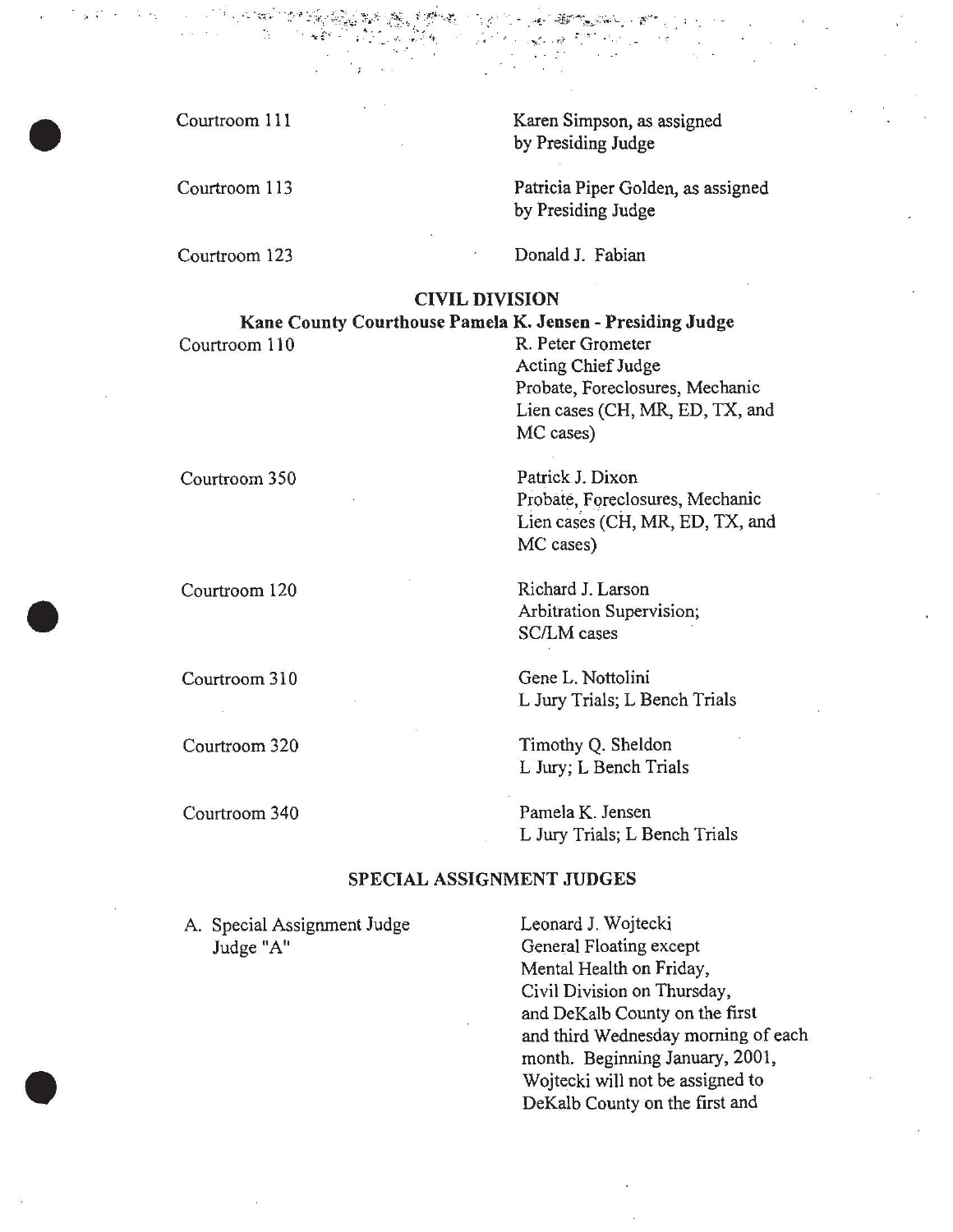| | |
|---|---|
| Courtroom 111 | Karen Simpson, as assigned by Presiding Judge |
| Courtroom 113 | Patricia Piper Golden, as assigned by Presiding Judge |
| Courtroom 123 | Donald J. Fabian |

## CIVIL DIVISION

**Kane County Courthouse Pamela K. Jensen - Presiding Judge**

| | |
|---|---|
| Courtroom 110 | R. Peter Grometer<br>Acting Chief Judge<br>Probate, Foreclosures, Mechanic Lien cases (CH, MR, ED, TX, and MC cases) |
| Courtroom 350 | Patrick J. Dixon<br>Probate, Foreclosures, Mechanic Lien cases (CH, MR, ED, TX, and MC cases) |
| Courtroom 120 | Richard J. Larson<br>Arbitration Supervision;<br>SC/LM cases |
| Courtroom 310 | Gene L. Nottolini<br>L Jury Trials; L Bench Trials |
| Courtroom 320 | Timothy Q. Sheldon<br>L Jury; L Bench Trials |
| Courtroom 340 | Pamela K. Jensen<br>L Jury Trials; L Bench Trials |

## SPECIAL ASSIGNMENT JUDGES

| | |
|---|---|
| A. Special Assignment Judge<br>Judge "A" | Leonard J. Wojtecki<br>General Floating except Mental Health on Friday, Civil Division on Thursday, and DeKalb County on the first and third Wednesday morning of each month. Beginning January, 2001, Wojtecki will not be assigned to DeKalb County on the first and |